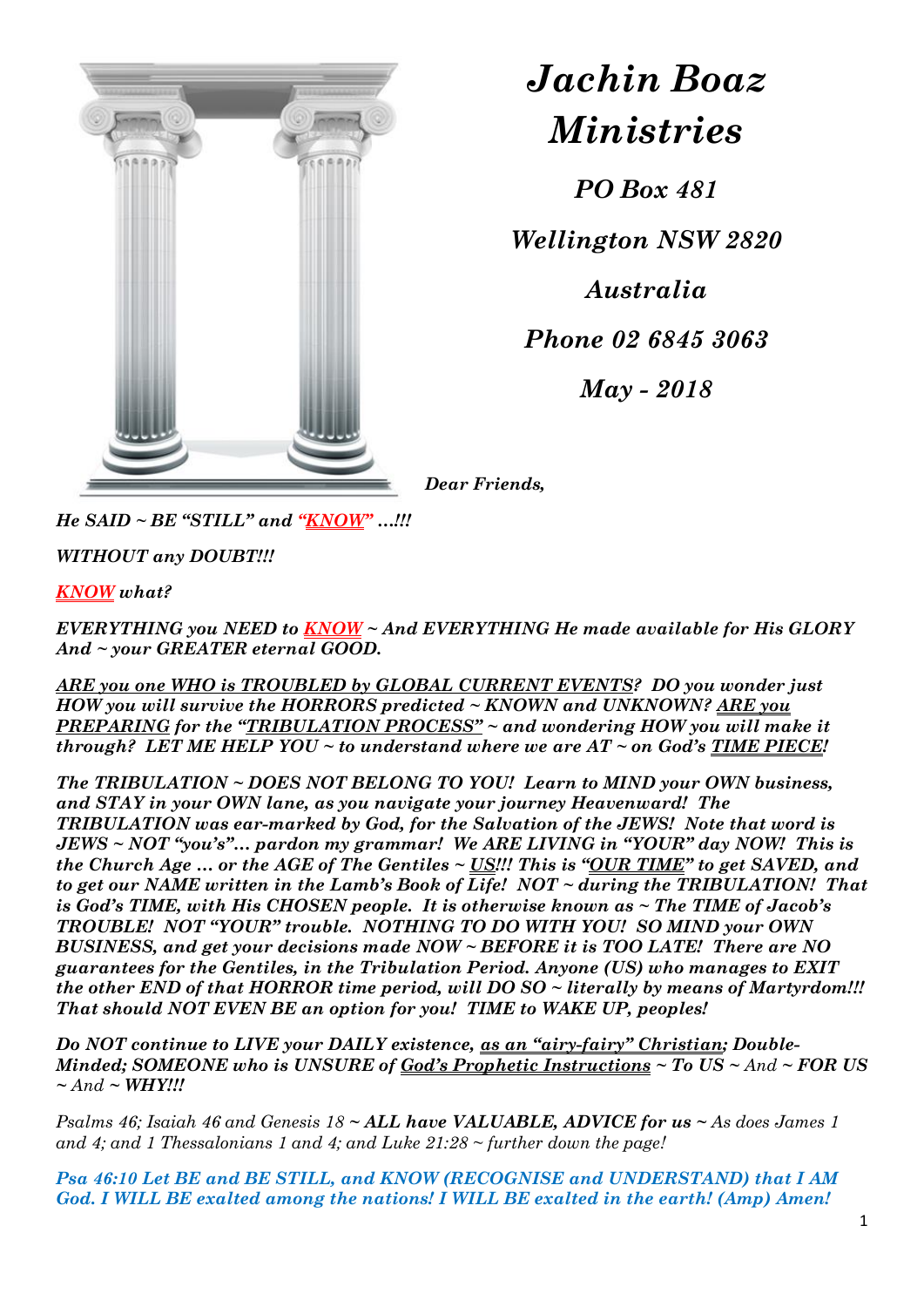# *Jachin Boaz Ministries*

***PO Box 481***

***Wellington NSW 2820***

***Australia***

***Phone 02 6845 3063***

***May - 2018***

***Dear Friends,***

***He SAID ~ BE "STILL" and "KNOW" …!!!***

***WITHOUT any DOUBT!!!***

***KNOW what?***

***EVERYTHING you NEED to KNOW ~ And EVERYTHING He made available for His GLORY And ~ your GREATER eternal GOOD.***

***ARE you one WHO is TROUBLED by GLOBAL CURRENT EVENTS? DO you wonder just HOW you will survive the HORRORS predicted ~ KNOWN and UNKNOWN? ARE you PREPARING for the "TRIBULATION PROCESS" ~ and wondering HOW you will make it through? LET ME HELP YOU ~ to understand where we are AT ~ on God's TIME PIECE!***

***The TRIBULATION ~ DOES NOT BELONG TO YOU! Learn to MIND your OWN business, and STAY in your OWN lane, as you navigate your journey Heavenward! The TRIBULATION was ear-marked by God, for the Salvation of the JEWS! Note that word is JEWS ~ NOT "you's"… pardon my grammar! We ARE LIVING in "YOUR" day NOW! This is the Church Age … or the AGE of The Gentiles ~ US!!! This is "OUR TIME" to get SAVED, and to get our NAME written in the Lamb's Book of Life! NOT ~ during the TRIBULATION! That is God's TIME, with His CHOSEN people. It is otherwise known as ~ The TIME of Jacob's TROUBLE! NOT "YOUR" trouble. NOTHING TO DO WITH YOU! SO MIND your OWN BUSINESS, and get your decisions made NOW ~ BEFORE it is TOO LATE! There are NO guarantees for the Gentiles, in the Tribulation Period. Anyone (US) who manages to EXIT the other END of that HORROR time period, will DO SO ~ literally by means of Martyrdom!!! That should NOT EVEN BE an option for you! TIME to WAKE UP, peoples!***

***Do NOT continue to LIVE your DAILY existence, as an "airy-fairy" Christian; Double-Minded; SOMEONE who is UNSURE of God's Prophetic Instructions ~ To US ~*** *And* ***~ FOR US*** *~ And* ***~ WHY!!!***

*Psalms 46; Isaiah 46 and Genesis 18* ***~ ALL have VALUABLE, ADVICE for us ~*** *As does James 1 and 4; and 1 Thessalonians 1 and 4; and Luke 21:28 ~ further down the page!*

***Psa 46:10 Let BE and BE STILL, and KNOW (RECOGNISE and UNDERSTAND) that I AM God. I WILL BE exalted among the nations! I WILL BE exalted in the earth! (Amp) Amen!***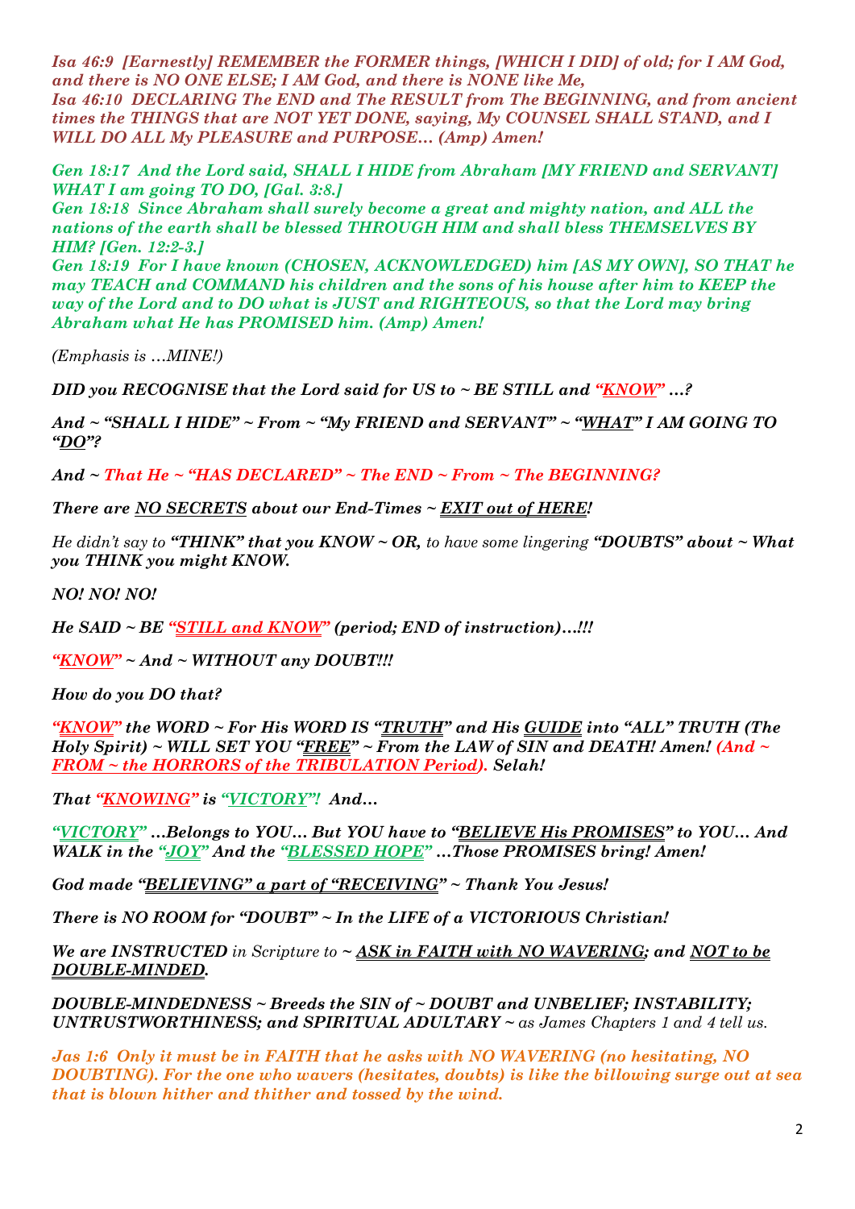***Isa 46:9 [Earnestly] REMEMBER the FORMER things, [WHICH I DID] of old; for I AM God, and there is NO ONE ELSE; I AM God, and there is NONE like Me,***
***Isa 46:10 DECLARING The END and The RESULT from The BEGINNING, and from ancient times the THINGS that are NOT YET DONE, saying, My COUNSEL SHALL STAND, and I WILL DO ALL My PLEASURE and PURPOSE… (Amp) Amen!***

***Gen 18:17 And the Lord said, SHALL I HIDE from Abraham [MY FRIEND and SERVANT] WHAT I am going TO DO, [Gal. 3:8.]***
***Gen 18:18 Since Abraham shall surely become a great and mighty nation, and ALL the nations of the earth shall be blessed THROUGH HIM and shall bless THEMSELVES BY HIM? [Gen. 12:2-3.]***
***Gen 18:19 For I have known (CHOSEN, ACKNOWLEDGED) him [AS MY OWN], SO THAT he may TEACH and COMMAND his children and the sons of his house after him to KEEP the way of the Lord and to DO what is JUST and RIGHTEOUS, so that the Lord may bring Abraham what He has PROMISED him. (Amp) Amen!***

*(Emphasis is …MINE!)*

***DID you RECOGNISE that the Lord said for US to ~ BE STILL and "KNOW" …?***

***And ~ "SHALL I HIDE" ~ From ~ "My FRIEND and SERVANT" ~ "WHAT" I AM GOING TO "DO"?***

***And ~ That He ~ "HAS DECLARED" ~ The END ~ From ~ The BEGINNING?***

***There are NO SECRETS about our End-Times ~ EXIT out of HERE!***

*He didn't say to **"THINK" that you KNOW ~ OR,** to have some lingering **"DOUBTS" about ~ What you THINK you might KNOW.***

***NO! NO! NO!***

***He SAID ~ BE "STILL and KNOW" (period; END of instruction)…!!!***

***"KNOW" ~ And ~ WITHOUT any DOUBT!!!***

***How do you DO that?***

***"KNOW" the WORD ~ For His WORD IS "TRUTH" and His GUIDE into "ALL" TRUTH (The Holy Spirit) ~ WILL SET YOU "FREE" ~ From the LAW of SIN and DEATH! Amen! (And ~ FROM ~ the HORRORS of the TRIBULATION Period). Selah!***

***That "KNOWING" is "VICTORY"! And…***

***"VICTORY" …Belongs to YOU… But YOU have to "BELIEVE His PROMISES" to YOU… And WALK in the "JOY" And the "BLESSED HOPE" …Those PROMISES bring! Amen!***

***God made "BELIEVING" a part of "RECEIVING" ~ Thank You Jesus!***

***There is NO ROOM for "DOUBT" ~ In the LIFE of a VICTORIOUS Christian!***

***We are INSTRUCTED** in Scripture to **~ ASK in FAITH with NO WAVERING; and NOT to be DOUBLE-MINDED.***

***DOUBLE-MINDEDNESS ~ Breeds the SIN of ~ DOUBT and UNBELIEF; INSTABILITY; UNTRUSTWORTHINESS; and SPIRITUAL ADULTARY ~** as James Chapters 1 and 4 tell us.*

***Jas 1:6 Only it must be in FAITH that he asks with NO WAVERING (no hesitating, NO DOUBTING). For the one who wavers (hesitates, doubts) is like the billowing surge out at sea that is blown hither and thither and tossed by the wind.***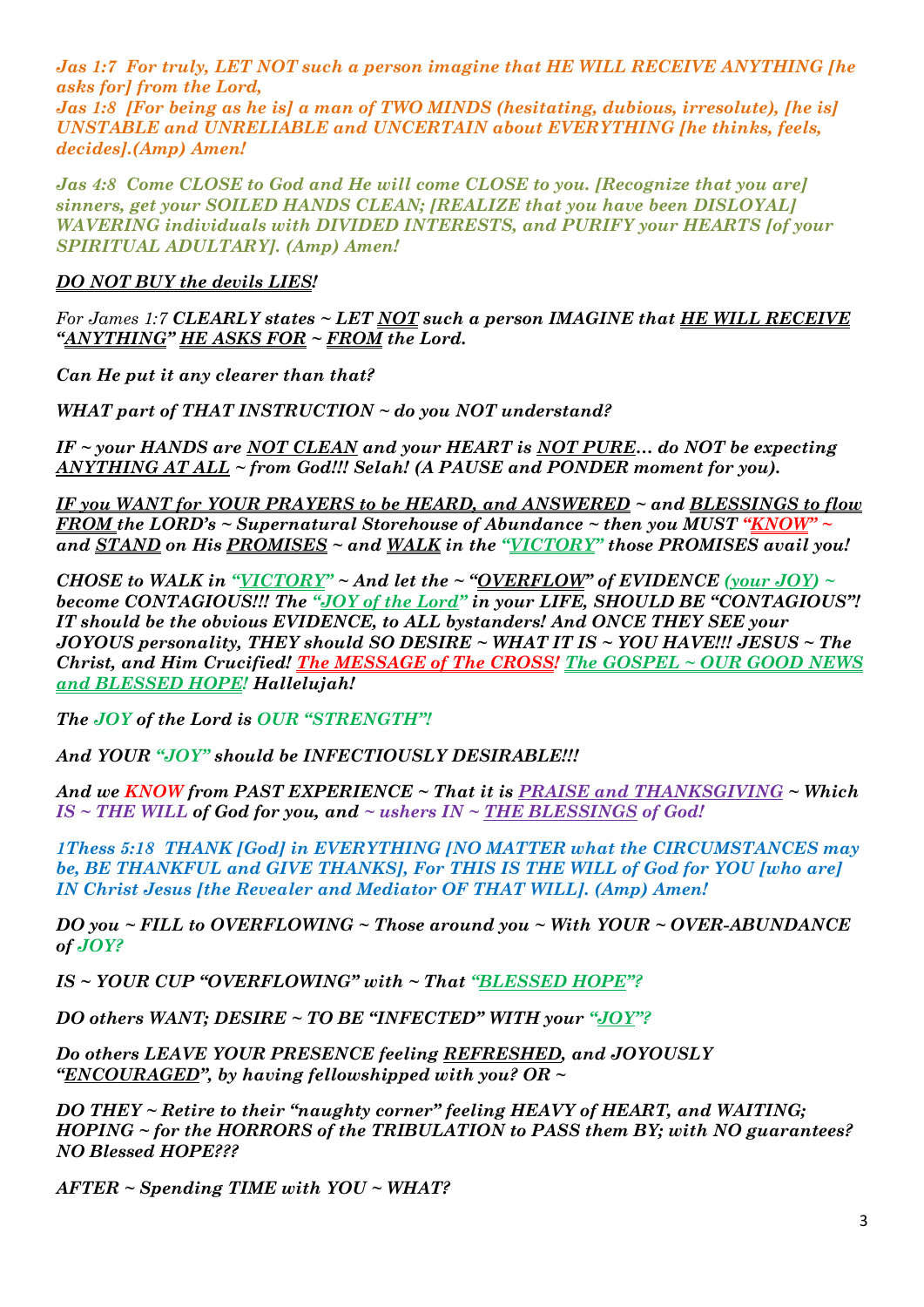***Jas 1:7  For truly, LET NOT such a person imagine that HE WILL RECEIVE ANYTHING [he asks for] from the Lord,***
***Jas 1:8  [For being as he is] a man of TWO MINDS (hesitating, dubious, irresolute), [he is] UNSTABLE and UNRELIABLE and UNCERTAIN about EVERYTHING [he thinks, feels, decides].(Amp) Amen!***

***Jas 4:8  Come CLOSE to God and He will come CLOSE to you. [Recognize that you are] sinners, get your SOILED HANDS CLEAN; [REALIZE that you have been DISLOYAL] WAVERING individuals with DIVIDED INTERESTS, and PURIFY your HEARTS [of your SPIRITUAL ADULTARY]. (Amp) Amen!***

***DO NOT BUY the devils LIES!***

*For James 1:7* ***CLEARLY states ~ LET NOT such a person IMAGINE that HE WILL RECEIVE "ANYTHING" HE ASKS FOR ~ FROM the Lord.***

***Can He put it any clearer than that?***

***WHAT part of THAT INSTRUCTION ~ do you NOT understand?***

***IF ~ your HANDS are NOT CLEAN and your HEART is NOT PURE… do NOT be expecting ANYTHING AT ALL ~ from God!!! Selah! (A PAUSE and PONDER moment for you).***

***IF you WANT for YOUR PRAYERS to be HEARD, and ANSWERED ~ and BLESSINGS to flow FROM the LORD's ~ Supernatural Storehouse of Abundance ~ then you MUST "KNOW" ~ and STAND on His PROMISES ~ and WALK in the "VICTORY" those PROMISES avail you!***

***CHOSE to WALK in "VICTORY" ~ And let the ~ "OVERFLOW" of EVIDENCE (your JOY) ~ become CONTAGIOUS!!! The "JOY of the Lord" in your LIFE, SHOULD BE "CONTAGIOUS"! IT should be the obvious EVIDENCE, to ALL bystanders! And ONCE THEY SEE your JOYOUS personality, THEY should SO DESIRE ~ WHAT IT IS ~ YOU HAVE!!! JESUS ~ The Christ, and Him Crucified! The MESSAGE of The CROSS! The GOSPEL ~ OUR GOOD NEWS and BLESSED HOPE! Hallelujah!***

***The JOY of the Lord is OUR "STRENGTH"!***

***And YOUR "JOY" should be INFECTIOUSLY DESIRABLE!!!***

***And we KNOW from PAST EXPERIENCE ~ That it is PRAISE and THANKSGIVING ~ Which IS ~ THE WILL of God for you, and ~ ushers IN ~ THE BLESSINGS of God!***

***1Thess 5:18  THANK [God] in EVERYTHING [NO MATTER what the CIRCUMSTANCES may be, BE THANKFUL and GIVE THANKS], For THIS IS THE WILL of God for YOU [who are] IN Christ Jesus [the Revealer and Mediator OF THAT WILL]. (Amp) Amen!***

***DO you ~ FILL to OVERFLOWING ~ Those around you ~ With YOUR ~ OVER-ABUNDANCE of JOY?***

***IS ~ YOUR CUP "OVERFLOWING" with ~ That "BLESSED HOPE"?***

***DO others WANT; DESIRE ~ TO BE "INFECTED" WITH your "JOY"?***

***Do others LEAVE YOUR PRESENCE feeling REFRESHED, and JOYOUSLY "ENCOURAGED", by having fellowshipped with you? OR ~***

***DO THEY ~ Retire to their "naughty corner" feeling HEAVY of HEART, and WAITING; HOPING ~ for the HORRORS of the TRIBULATION to PASS them BY; with NO guarantees? NO Blessed HOPE???***

***AFTER ~ Spending TIME with YOU ~ WHAT?***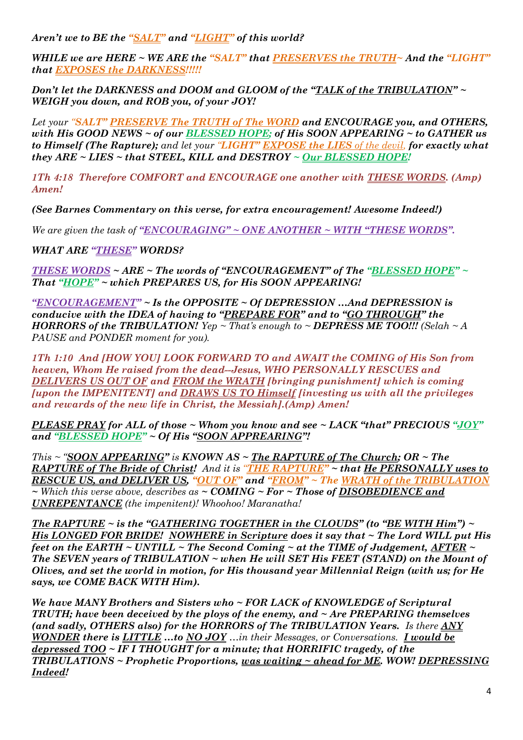***Aren't we to BE the "SALT" and "LIGHT" of this world?***

***WHILE we are HERE ~ WE ARE the "SALT" that PRESERVES the TRUTH~ And the "LIGHT" that EXPOSES the DARKNESS!!!!!***

***Don't let the DARKNESS and DOOM and GLOOM of the "TALK of the TRIBULATION" ~ WEIGH you down, and ROB you, of your JOY!***

*Let your "**SALT"** **PRESERVE The TRUTH of The WORD** **and ENCOURAGE you, and OTHERS, with His GOOD NEWS ~ of our BLESSED HOPE; of His SOON APPEARING ~ to GATHER us to Himself (The Rapture);** and let your "**LIGHT" EXPOSE the LIES** of the devil, **for exactly what they ARE ~ LIES ~ that STEEL, KILL and DESTROY ~ Our BLESSED HOPE!***

***1Th 4:18 Therefore COMFORT and ENCOURAGE one another with THESE WORDS. (Amp) Amen!***

***(See Barnes Commentary on this verse, for extra encouragement! Awesome Indeed!)***

*We are given the task of **"ENCOURAGING" ~ ONE ANOTHER ~ WITH "THESE WORDS".***

***WHAT ARE "THESE" WORDS?***

***THESE WORDS ~ ARE ~ The words of "ENCOURAGEMENT" of The "BLESSED HOPE" ~ That "HOPE" ~ which PREPARES US, for His SOON APPEARING!***

***"ENCOURAGEMENT" ~ Is the OPPOSITE ~ Of DEPRESSION …And DEPRESSION is conducive with the IDEA of having to "PREPARE FOR" and to "GO THROUGH" the HORRORS of the TRIBULATION!** Yep ~ That's enough to ~ **DEPRESS ME TOO!!!** (Selah ~ A PAUSE and PONDER moment for you).*

***1Th 1:10 And [HOW YOU] LOOK FORWARD TO and AWAIT the COMING of His Son from heaven, Whom He raised from the dead---Jesus, WHO PERSONALLY RESCUES and DELIVERS US OUT OF and FROM the WRATH [bringing punishment] which is coming [upon the IMPENITENT] and DRAWS US TO Himself [investing us with all the privileges and rewards of the new life in Christ, the Messiah].(Amp) Amen!***

***PLEASE PRAY for ALL of those ~ Whom you know and see ~ LACK "that" PRECIOUS "JOY" and "BLESSED HOPE" ~ Of His "SOON APPREARING"!***

*This ~ "**SOON APPEARING"** is **KNOWN AS ~ The RAPTURE of The Church; OR ~ The RAPTURE of The Bride of Christ!** And it is **"THE RAPTURE" ~ that He PERSONALLY uses to RESCUE US, and DELIVER US, "OUT OF" and "FROM" ~ The WRATH of the TRIBULATION** ~ Which this verse above, describes as **~ COMING ~ For ~ Those of DISOBEDIENCE and UNREPENTANCE** (the impenitent)! Whoohoo! Maranatha!*

***The RAPTURE ~ is the "GATHERING TOGETHER in the CLOUDS" (to "BE WITH Him") ~ His LONGED FOR BRIDE! NOWHERE in Scripture does it say that ~ The Lord WILL put His feet on the EARTH ~ UNTILL ~ The Second Coming ~ at the TIME of Judgement, AFTER ~ The SEVEN years of TRIBULATION ~ when He will SET His FEET (STAND) on the Mount of Olives, and set the world in motion, for His thousand year Millennial Reign (with us; for He says, we COME BACK WITH Him).***

***We have MANY Brothers and Sisters who ~ FOR LACK of KNOWLEDGE of Scriptural TRUTH; have been deceived by the ploys of the enemy, and ~ Are PREPARING themselves (and sadly, OTHERS also) for the HORRORS of The TRIBULATION Years.** Is there **ANY WONDER there is LITTLE …to NO JOY** …in their Messages, or Conversations. **I would be depressed TOO ~ IF I THOUGHT for a minute; that HORRIFIC tragedy, of the TRIBULATIONS ~ Prophetic Proportions, was waiting ~ ahead for ME. WOW! DEPRESSING Indeed!***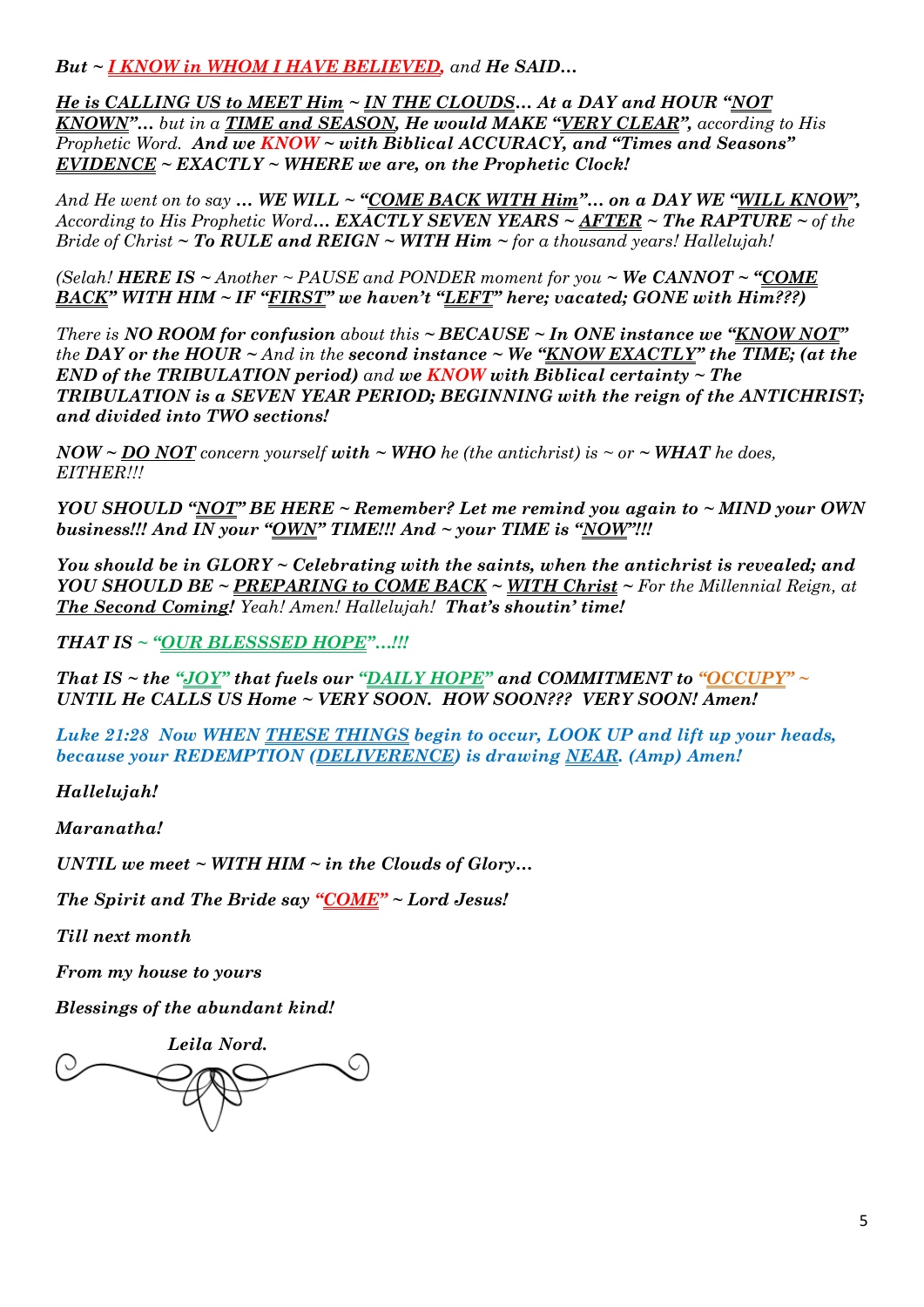***But ~ I KNOW in WHOM I HAVE BELIEVED, and He SAID…***

***He is CALLING US to MEET Him ~ IN THE CLOUDS… At a DAY and HOUR "NOT KNOWN"… but in a TIME and SEASON, He would MAKE "VERY CLEAR",** according to His Prophetic Word. **And we KNOW ~ with Biblical ACCURACY, and "Times and Seasons" EVIDENCE ~ EXACTLY ~ WHERE we are, on the Prophetic Clock!***

*And He went on to say **… WE WILL ~ "COME BACK WITH Him"… on a DAY WE "WILL KNOW",** According to His Prophetic Word**… EXACTLY SEVEN YEARS ~ AFTER ~ The RAPTURE ~** of the Bride of Christ **~ To RULE and REIGN ~ WITH Him ~** for a thousand years! Hallelujah!*

*(Selah! **HERE IS ~** Another ~ PAUSE and PONDER moment for you **~ We CANNOT ~ "COME BACK" WITH HIM ~ IF "FIRST" we haven't "LEFT" here; vacated; GONE with Him???)***

*There is **NO ROOM for confusion** about this **~ BECAUSE ~ In ONE instance we "KNOW NOT"** the **DAY or the HOUR ~** And in the **second instance ~ We "KNOW EXACTLY" the TIME; (at the END of the TRIBULATION period)** and **we KNOW with Biblical certainty ~ The TRIBULATION is a SEVEN YEAR PERIOD; BEGINNING with the reign of the ANTICHRIST; and divided into TWO sections!***

*NOW ~ **DO NOT** concern yourself **with ~ WHO** he (the antichrist) is ~ or **~ WHAT** he does, EITHER!!!*

***YOU SHOULD "NOT" BE HERE ~ Remember? Let me remind you again to ~ MIND your OWN business!!! And IN your "OWN" TIME!!! And ~ your TIME is "NOW"!!!***

***You should be in GLORY ~ Celebrating with the saints, when the antichrist is revealed; and YOU SHOULD BE ~ PREPARING to COME BACK ~ WITH Christ ~** For the Millennial Reign, at **The Second Coming!** Yeah! Amen! Hallelujah! **That's shoutin' time!***

***THAT IS ~ "OUR BLESSSED HOPE"…!!!***

***That IS ~ the "JOY" that fuels our "DAILY HOPE" and COMMITMENT to "OCCUPY" ~ UNTIL He CALLS US Home ~ VERY SOON. HOW SOON??? VERY SOON! Amen!***

***Luke 21:28 Now WHEN THESE THINGS begin to occur, LOOK UP and lift up your heads, because your REDEMPTION (DELIVERENCE) is drawing NEAR. (Amp) Amen!***

***Hallelujah!***

***Maranatha!***

***UNTIL we meet ~ WITH HIM ~ in the Clouds of Glory…***

***The Spirit and The Bride say "COME" ~ Lord Jesus!***

***Till next month***

***From my house to yours***

***Blessings of the abundant kind!***

***Leila Nord.***